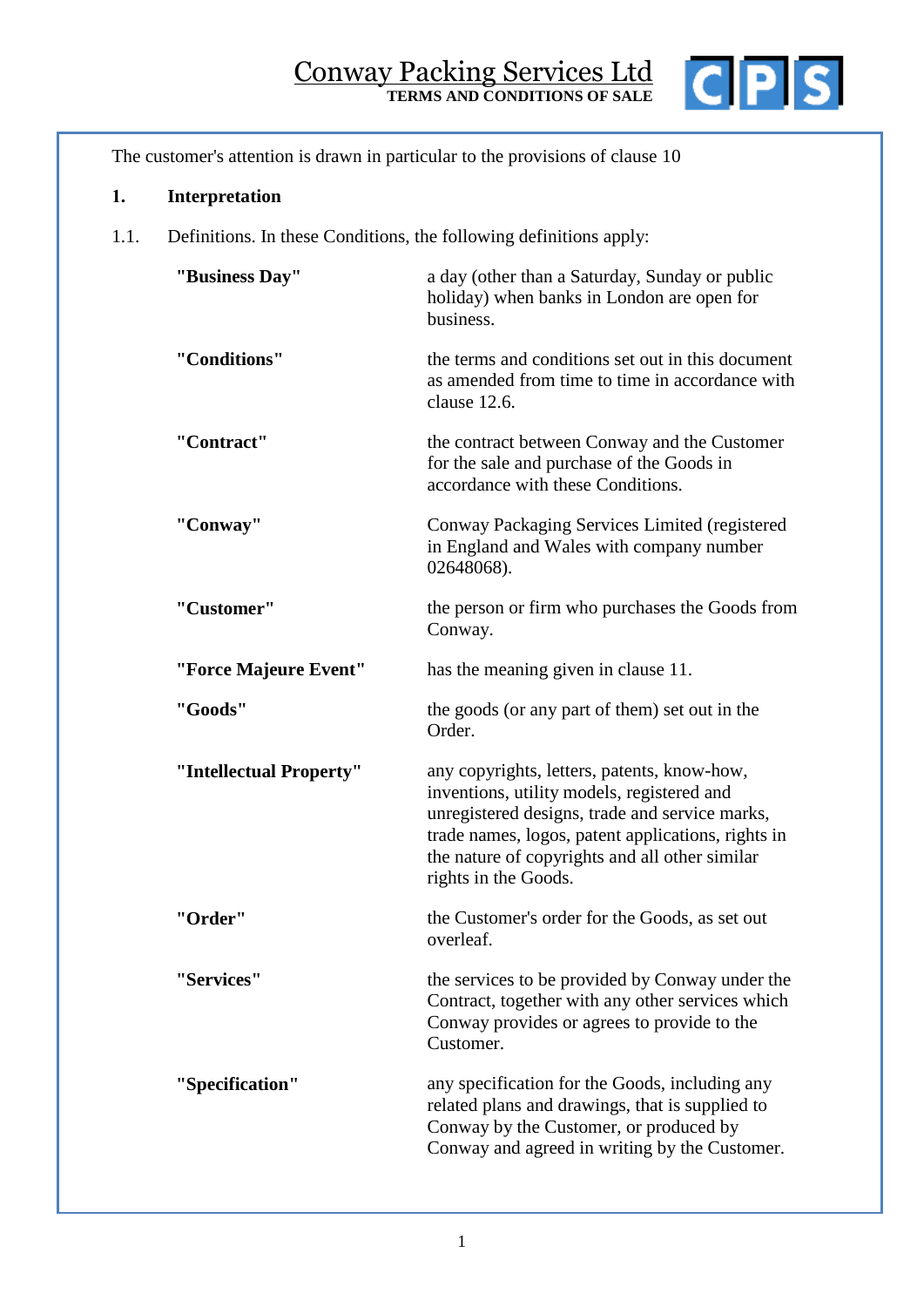# Conway Packing Services Ltd

**TERMS AND CONDITIONS OF SALE**

The customer's attention is drawn in particular to the provisions of clause 10

## 1. Interpretation

1.1. Definitions. In these Conditions, the following definitions apply:

| | |
|---|---|
| **"Business Day"** | a day (other than a Saturday, Sunday or public holiday) when banks in London are open for business. |
| **"Conditions"** | the terms and conditions set out in this document as amended from time to time in accordance with clause 12.6. |
| **"Contract"** | the contract between Conway and the Customer for the sale and purchase of the Goods in accordance with these Conditions. |
| **"Conway"** | Conway Packaging Services Limited (registered in England and Wales with company number 02648068). |
| **"Customer"** | the person or firm who purchases the Goods from Conway. |
| **"Force Majeure Event"** | has the meaning given in clause 11. |
| **"Goods"** | the goods (or any part of them) set out in the Order. |
| **"Intellectual Property"** | any copyrights, letters, patents, know-how, inventions, utility models, registered and unregistered designs, trade and service marks, trade names, logos, patent applications, rights in the nature of copyrights and all other similar rights in the Goods. |
| **"Order"** | the Customer's order for the Goods, as set out overleaf. |
| **"Services"** | the services to be provided by Conway under the Contract, together with any other services which Conway provides or agrees to provide to the Customer. |
| **"Specification"** | any specification for the Goods, including any related plans and drawings, that is supplied to Conway by the Customer, or produced by Conway and agreed in writing by the Customer. |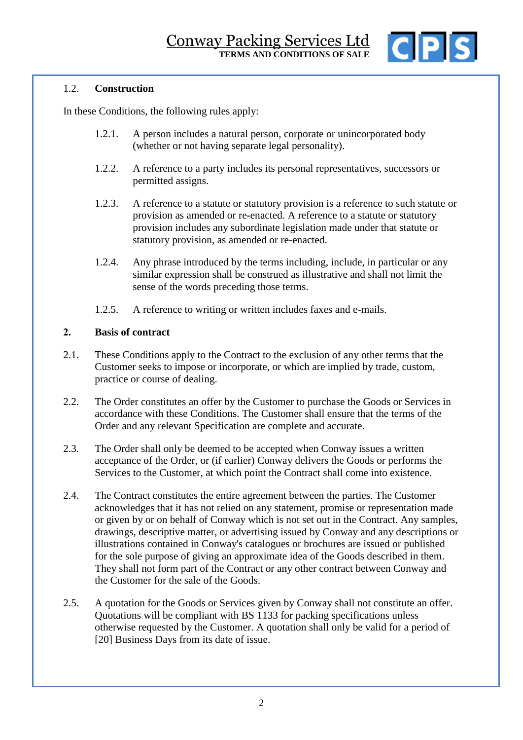### 1.2. Construction

In these Conditions, the following rules apply:

1.2.1. A person includes a natural person, corporate or unincorporated body (whether or not having separate legal personality).

1.2.2. A reference to a party includes its personal representatives, successors or permitted assigns.

1.2.3. A reference to a statute or statutory provision is a reference to such statute or provision as amended or re-enacted. A reference to a statute or statutory provision includes any subordinate legislation made under that statute or statutory provision, as amended or re-enacted.

1.2.4. Any phrase introduced by the terms including, include, in particular or any similar expression shall be construed as illustrative and shall not limit the sense of the words preceding those terms.

1.2.5. A reference to writing or written includes faxes and e-mails.

## 2. Basis of contract

2.1. These Conditions apply to the Contract to the exclusion of any other terms that the Customer seeks to impose or incorporate, or which are implied by trade, custom, practice or course of dealing.

2.2. The Order constitutes an offer by the Customer to purchase the Goods or Services in accordance with these Conditions. The Customer shall ensure that the terms of the Order and any relevant Specification are complete and accurate.

2.3. The Order shall only be deemed to be accepted when Conway issues a written acceptance of the Order, or (if earlier) Conway delivers the Goods or performs the Services to the Customer, at which point the Contract shall come into existence.

2.4. The Contract constitutes the entire agreement between the parties. The Customer acknowledges that it has not relied on any statement, promise or representation made or given by or on behalf of Conway which is not set out in the Contract. Any samples, drawings, descriptive matter, or advertising issued by Conway and any descriptions or illustrations contained in Conway's catalogues or brochures are issued or published for the sole purpose of giving an approximate idea of the Goods described in them. They shall not form part of the Contract or any other contract between Conway and the Customer for the sale of the Goods.

2.5. A quotation for the Goods or Services given by Conway shall not constitute an offer. Quotations will be compliant with BS 1133 for packing specifications unless otherwise requested by the Customer. A quotation shall only be valid for a period of [20] Business Days from its date of issue.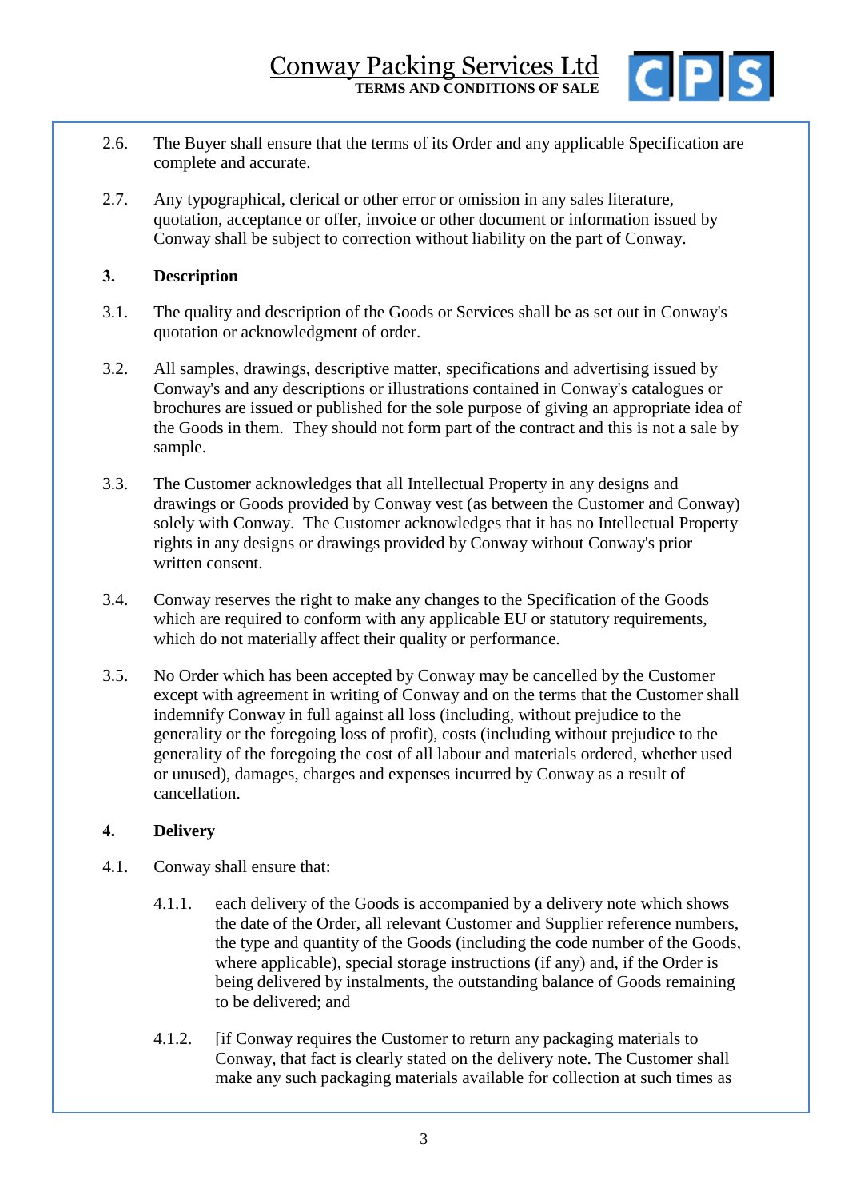2.6. The Buyer shall ensure that the terms of its Order and any applicable Specification are complete and accurate.

2.7. Any typographical, clerical or other error or omission in any sales literature, quotation, acceptance or offer, invoice or other document or information issued by Conway shall be subject to correction without liability on the part of Conway.

**3. Description**

3.1. The quality and description of the Goods or Services shall be as set out in Conway's quotation or acknowledgment of order.

3.2. All samples, drawings, descriptive matter, specifications and advertising issued by Conway's and any descriptions or illustrations contained in Conway's catalogues or brochures are issued or published for the sole purpose of giving an appropriate idea of the Goods in them. They should not form part of the contract and this is not a sale by sample.

3.3. The Customer acknowledges that all Intellectual Property in any designs and drawings or Goods provided by Conway vest (as between the Customer and Conway) solely with Conway. The Customer acknowledges that it has no Intellectual Property rights in any designs or drawings provided by Conway without Conway's prior written consent.

3.4. Conway reserves the right to make any changes to the Specification of the Goods which are required to conform with any applicable EU or statutory requirements, which do not materially affect their quality or performance.

3.5. No Order which has been accepted by Conway may be cancelled by the Customer except with agreement in writing of Conway and on the terms that the Customer shall indemnify Conway in full against all loss (including, without prejudice to the generality or the foregoing loss of profit), costs (including without prejudice to the generality of the foregoing the cost of all labour and materials ordered, whether used or unused), damages, charges and expenses incurred by Conway as a result of cancellation.

**4. Delivery**

4.1. Conway shall ensure that:

4.1.1. each delivery of the Goods is accompanied by a delivery note which shows the date of the Order, all relevant Customer and Supplier reference numbers, the type and quantity of the Goods (including the code number of the Goods, where applicable), special storage instructions (if any) and, if the Order is being delivered by instalments, the outstanding balance of Goods remaining to be delivered; and

4.1.2. [if Conway requires the Customer to return any packaging materials to Conway, that fact is clearly stated on the delivery note. The Customer shall make any such packaging materials available for collection at such times as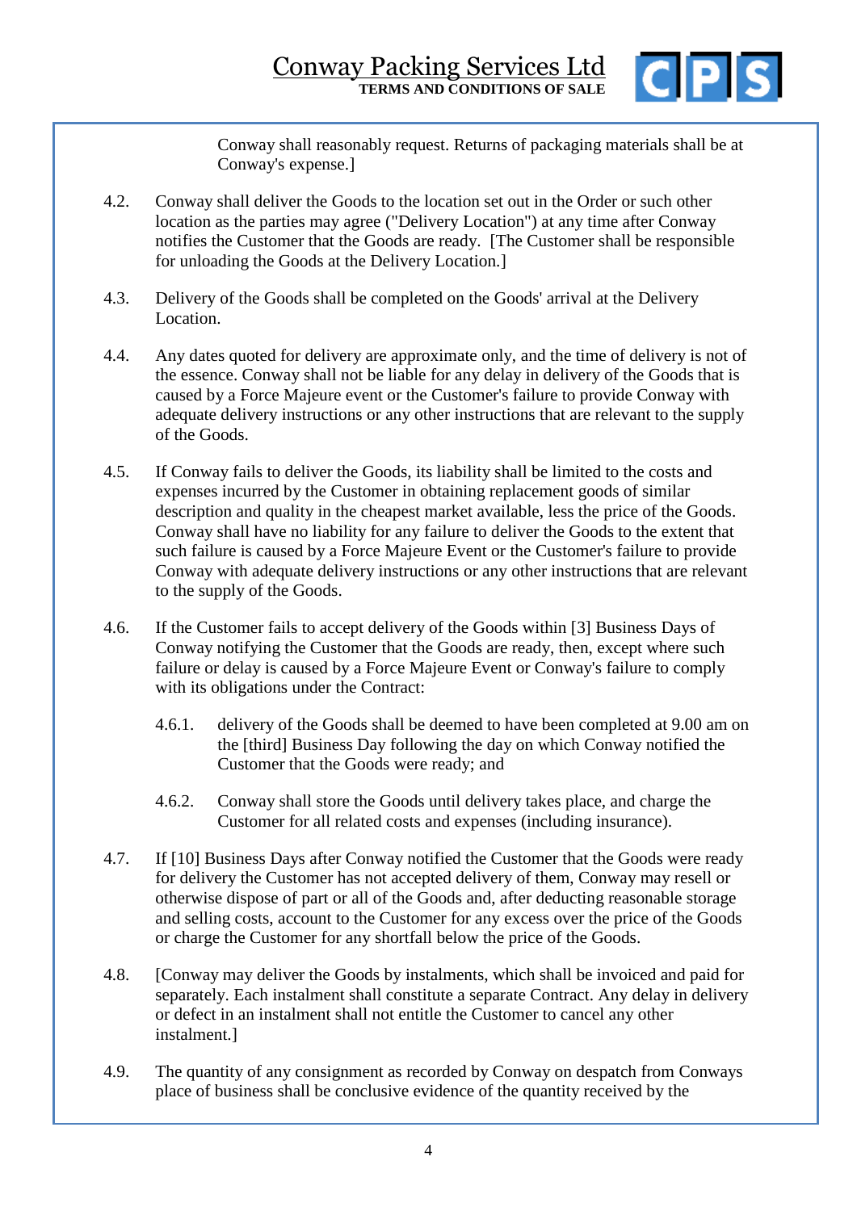Conway shall reasonably request. Returns of packaging materials shall be at Conway's expense.]

4.2. Conway shall deliver the Goods to the location set out in the Order or such other location as the parties may agree ("Delivery Location") at any time after Conway notifies the Customer that the Goods are ready. [The Customer shall be responsible for unloading the Goods at the Delivery Location.]

4.3. Delivery of the Goods shall be completed on the Goods' arrival at the Delivery Location.

4.4. Any dates quoted for delivery are approximate only, and the time of delivery is not of the essence. Conway shall not be liable for any delay in delivery of the Goods that is caused by a Force Majeure event or the Customer's failure to provide Conway with adequate delivery instructions or any other instructions that are relevant to the supply of the Goods.

4.5. If Conway fails to deliver the Goods, its liability shall be limited to the costs and expenses incurred by the Customer in obtaining replacement goods of similar description and quality in the cheapest market available, less the price of the Goods. Conway shall have no liability for any failure to deliver the Goods to the extent that such failure is caused by a Force Majeure Event or the Customer's failure to provide Conway with adequate delivery instructions or any other instructions that are relevant to the supply of the Goods.

4.6. If the Customer fails to accept delivery of the Goods within [3] Business Days of Conway notifying the Customer that the Goods are ready, then, except where such failure or delay is caused by a Force Majeure Event or Conway's failure to comply with its obligations under the Contract:

4.6.1. delivery of the Goods shall be deemed to have been completed at 9.00 am on the [third] Business Day following the day on which Conway notified the Customer that the Goods were ready; and

4.6.2. Conway shall store the Goods until delivery takes place, and charge the Customer for all related costs and expenses (including insurance).

4.7. If [10] Business Days after Conway notified the Customer that the Goods were ready for delivery the Customer has not accepted delivery of them, Conway may resell or otherwise dispose of part or all of the Goods and, after deducting reasonable storage and selling costs, account to the Customer for any excess over the price of the Goods or charge the Customer for any shortfall below the price of the Goods.

4.8. [Conway may deliver the Goods by instalments, which shall be invoiced and paid for separately. Each instalment shall constitute a separate Contract. Any delay in delivery or defect in an instalment shall not entitle the Customer to cancel any other instalment.]

4.9. The quantity of any consignment as recorded by Conway on despatch from Conways place of business shall be conclusive evidence of the quantity received by the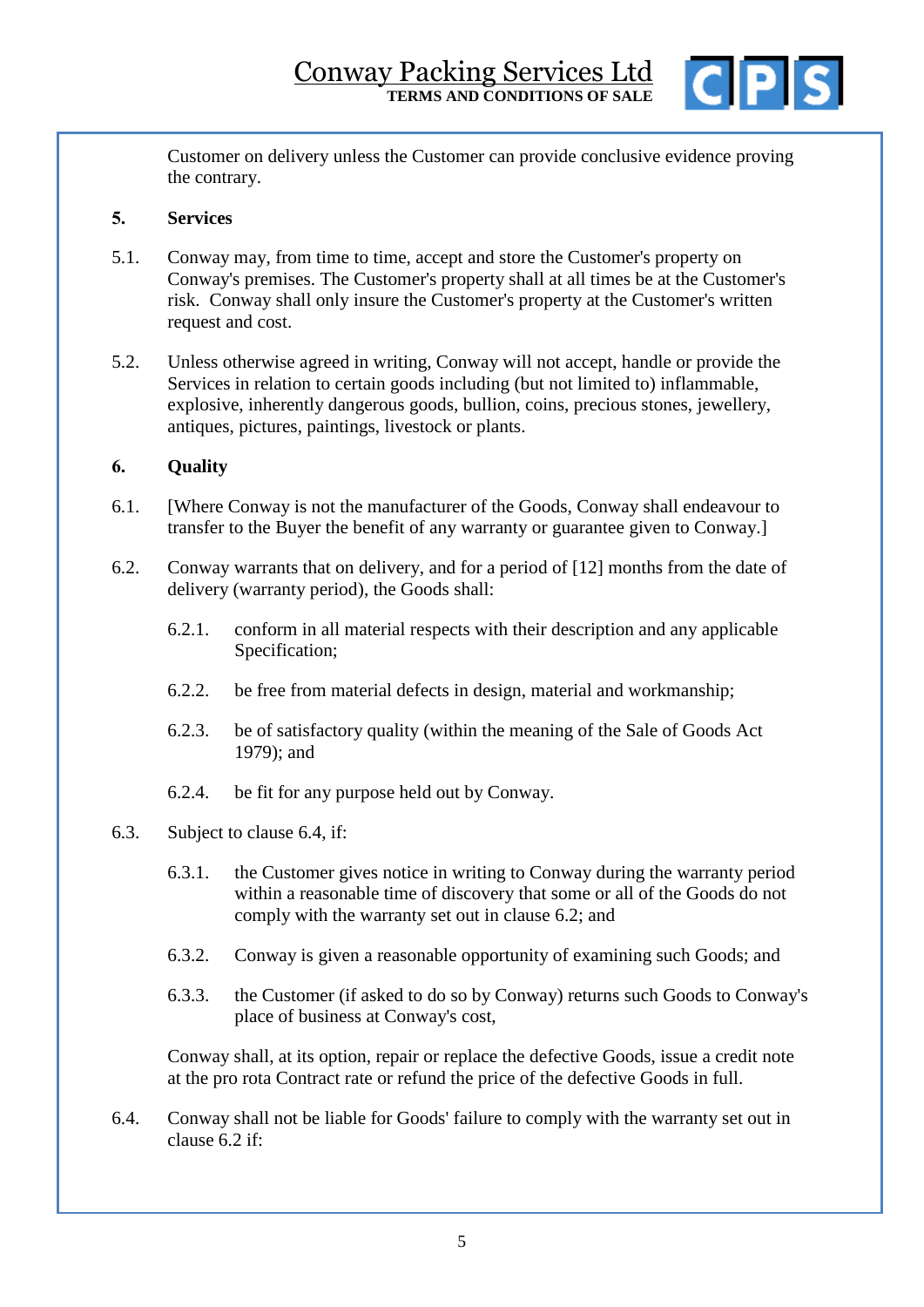Customer on delivery unless the Customer can provide conclusive evidence proving the contrary.

## 5. Services

5.1. Conway may, from time to time, accept and store the Customer's property on Conway's premises. The Customer's property shall at all times be at the Customer's risk. Conway shall only insure the Customer's property at the Customer's written request and cost.

5.2. Unless otherwise agreed in writing, Conway will not accept, handle or provide the Services in relation to certain goods including (but not limited to) inflammable, explosive, inherently dangerous goods, bullion, coins, precious stones, jewellery, antiques, pictures, paintings, livestock or plants.

## 6. Quality

6.1. [Where Conway is not the manufacturer of the Goods, Conway shall endeavour to transfer to the Buyer the benefit of any warranty or guarantee given to Conway.]

6.2. Conway warrants that on delivery, and for a period of [12] months from the date of delivery (warranty period), the Goods shall:

6.2.1. conform in all material respects with their description and any applicable Specification;

6.2.2. be free from material defects in design, material and workmanship;

6.2.3. be of satisfactory quality (within the meaning of the Sale of Goods Act 1979); and

6.2.4. be fit for any purpose held out by Conway.

6.3. Subject to clause 6.4, if:

6.3.1. the Customer gives notice in writing to Conway during the warranty period within a reasonable time of discovery that some or all of the Goods do not comply with the warranty set out in clause 6.2; and

6.3.2. Conway is given a reasonable opportunity of examining such Goods; and

6.3.3. the Customer (if asked to do so by Conway) returns such Goods to Conway's place of business at Conway's cost,

Conway shall, at its option, repair or replace the defective Goods, issue a credit note at the pro rota Contract rate or refund the price of the defective Goods in full.

6.4. Conway shall not be liable for Goods' failure to comply with the warranty set out in clause 6.2 if: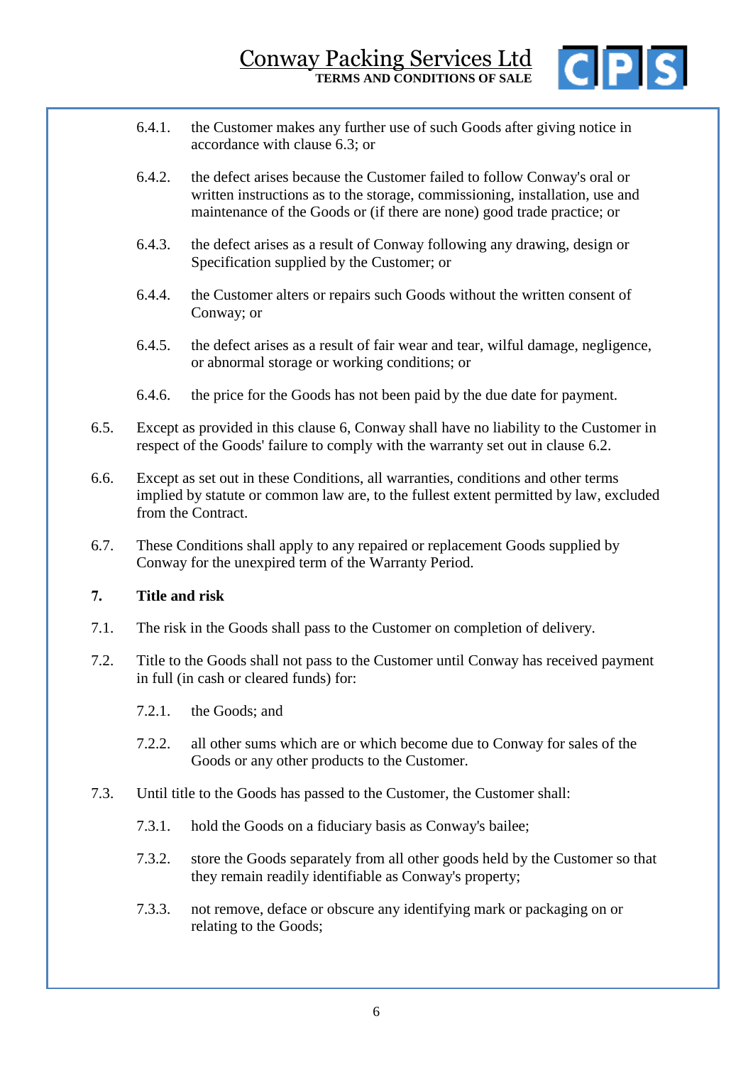6.4.1. the Customer makes any further use of such Goods after giving notice in accordance with clause 6.3; or

6.4.2. the defect arises because the Customer failed to follow Conway's oral or written instructions as to the storage, commissioning, installation, use and maintenance of the Goods or (if there are none) good trade practice; or

6.4.3. the defect arises as a result of Conway following any drawing, design or Specification supplied by the Customer; or

6.4.4. the Customer alters or repairs such Goods without the written consent of Conway; or

6.4.5. the defect arises as a result of fair wear and tear, wilful damage, negligence, or abnormal storage or working conditions; or

6.4.6. the price for the Goods has not been paid by the due date for payment.

6.5. Except as provided in this clause 6, Conway shall have no liability to the Customer in respect of the Goods' failure to comply with the warranty set out in clause 6.2.

6.6. Except as set out in these Conditions, all warranties, conditions and other terms implied by statute or common law are, to the fullest extent permitted by law, excluded from the Contract.

6.7. These Conditions shall apply to any repaired or replacement Goods supplied by Conway for the unexpired term of the Warranty Period.

## 7. Title and risk

7.1. The risk in the Goods shall pass to the Customer on completion of delivery.

7.2. Title to the Goods shall not pass to the Customer until Conway has received payment in full (in cash or cleared funds) for:

7.2.1. the Goods; and

7.2.2. all other sums which are or which become due to Conway for sales of the Goods or any other products to the Customer.

7.3. Until title to the Goods has passed to the Customer, the Customer shall:

7.3.1. hold the Goods on a fiduciary basis as Conway's bailee;

7.3.2. store the Goods separately from all other goods held by the Customer so that they remain readily identifiable as Conway's property;

7.3.3. not remove, deface or obscure any identifying mark or packaging on or relating to the Goods;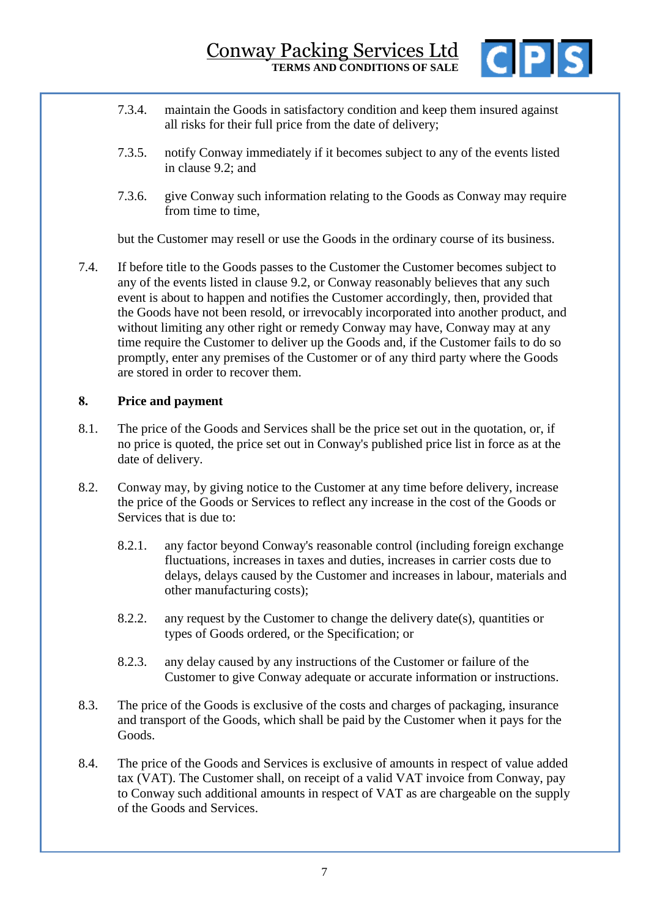7.3.4. maintain the Goods in satisfactory condition and keep them insured against all risks for their full price from the date of delivery;

7.3.5. notify Conway immediately if it becomes subject to any of the events listed in clause 9.2; and

7.3.6. give Conway such information relating to the Goods as Conway may require from time to time,

but the Customer may resell or use the Goods in the ordinary course of its business.

7.4. If before title to the Goods passes to the Customer the Customer becomes subject to any of the events listed in clause 9.2, or Conway reasonably believes that any such event is about to happen and notifies the Customer accordingly, then, provided that the Goods have not been resold, or irrevocably incorporated into another product, and without limiting any other right or remedy Conway may have, Conway may at any time require the Customer to deliver up the Goods and, if the Customer fails to do so promptly, enter any premises of the Customer or of any third party where the Goods are stored in order to recover them.

## 8. Price and payment

8.1. The price of the Goods and Services shall be the price set out in the quotation, or, if no price is quoted, the price set out in Conway's published price list in force as at the date of delivery.

8.2. Conway may, by giving notice to the Customer at any time before delivery, increase the price of the Goods or Services to reflect any increase in the cost of the Goods or Services that is due to:

8.2.1. any factor beyond Conway's reasonable control (including foreign exchange fluctuations, increases in taxes and duties, increases in carrier costs due to delays, delays caused by the Customer and increases in labour, materials and other manufacturing costs);

8.2.2. any request by the Customer to change the delivery date(s), quantities or types of Goods ordered, or the Specification; or

8.2.3. any delay caused by any instructions of the Customer or failure of the Customer to give Conway adequate or accurate information or instructions.

8.3. The price of the Goods is exclusive of the costs and charges of packaging, insurance and transport of the Goods, which shall be paid by the Customer when it pays for the Goods.

8.4. The price of the Goods and Services is exclusive of amounts in respect of value added tax (VAT). The Customer shall, on receipt of a valid VAT invoice from Conway, pay to Conway such additional amounts in respect of VAT as are chargeable on the supply of the Goods and Services.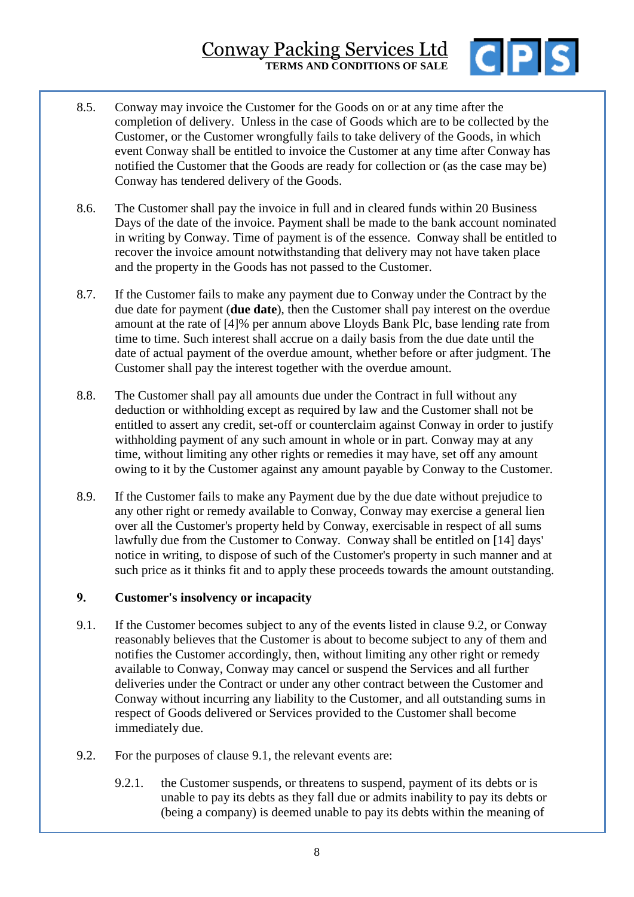8.5. Conway may invoice the Customer for the Goods on or at any time after the completion of delivery. Unless in the case of Goods which are to be collected by the Customer, or the Customer wrongfully fails to take delivery of the Goods, in which event Conway shall be entitled to invoice the Customer at any time after Conway has notified the Customer that the Goods are ready for collection or (as the case may be) Conway has tendered delivery of the Goods.

8.6. The Customer shall pay the invoice in full and in cleared funds within 20 Business Days of the date of the invoice. Payment shall be made to the bank account nominated in writing by Conway. Time of payment is of the essence. Conway shall be entitled to recover the invoice amount notwithstanding that delivery may not have taken place and the property in the Goods has not passed to the Customer.

8.7. If the Customer fails to make any payment due to Conway under the Contract by the due date for payment (**due date**), then the Customer shall pay interest on the overdue amount at the rate of [4]% per annum above Lloyds Bank Plc, base lending rate from time to time. Such interest shall accrue on a daily basis from the due date until the date of actual payment of the overdue amount, whether before or after judgment. The Customer shall pay the interest together with the overdue amount.

8.8. The Customer shall pay all amounts due under the Contract in full without any deduction or withholding except as required by law and the Customer shall not be entitled to assert any credit, set-off or counterclaim against Conway in order to justify withholding payment of any such amount in whole or in part. Conway may at any time, without limiting any other rights or remedies it may have, set off any amount owing to it by the Customer against any amount payable by Conway to the Customer.

8.9. If the Customer fails to make any Payment due by the due date without prejudice to any other right or remedy available to Conway, Conway may exercise a general lien over all the Customer's property held by Conway, exercisable in respect of all sums lawfully due from the Customer to Conway. Conway shall be entitled on [14] days' notice in writing, to dispose of such of the Customer's property in such manner and at such price as it thinks fit and to apply these proceeds towards the amount outstanding.

## 9. Customer's insolvency or incapacity

9.1. If the Customer becomes subject to any of the events listed in clause 9.2, or Conway reasonably believes that the Customer is about to become subject to any of them and notifies the Customer accordingly, then, without limiting any other right or remedy available to Conway, Conway may cancel or suspend the Services and all further deliveries under the Contract or under any other contract between the Customer and Conway without incurring any liability to the Customer, and all outstanding sums in respect of Goods delivered or Services provided to the Customer shall become immediately due.

9.2. For the purposes of clause 9.1, the relevant events are:

9.2.1. the Customer suspends, or threatens to suspend, payment of its debts or is unable to pay its debts as they fall due or admits inability to pay its debts or (being a company) is deemed unable to pay its debts within the meaning of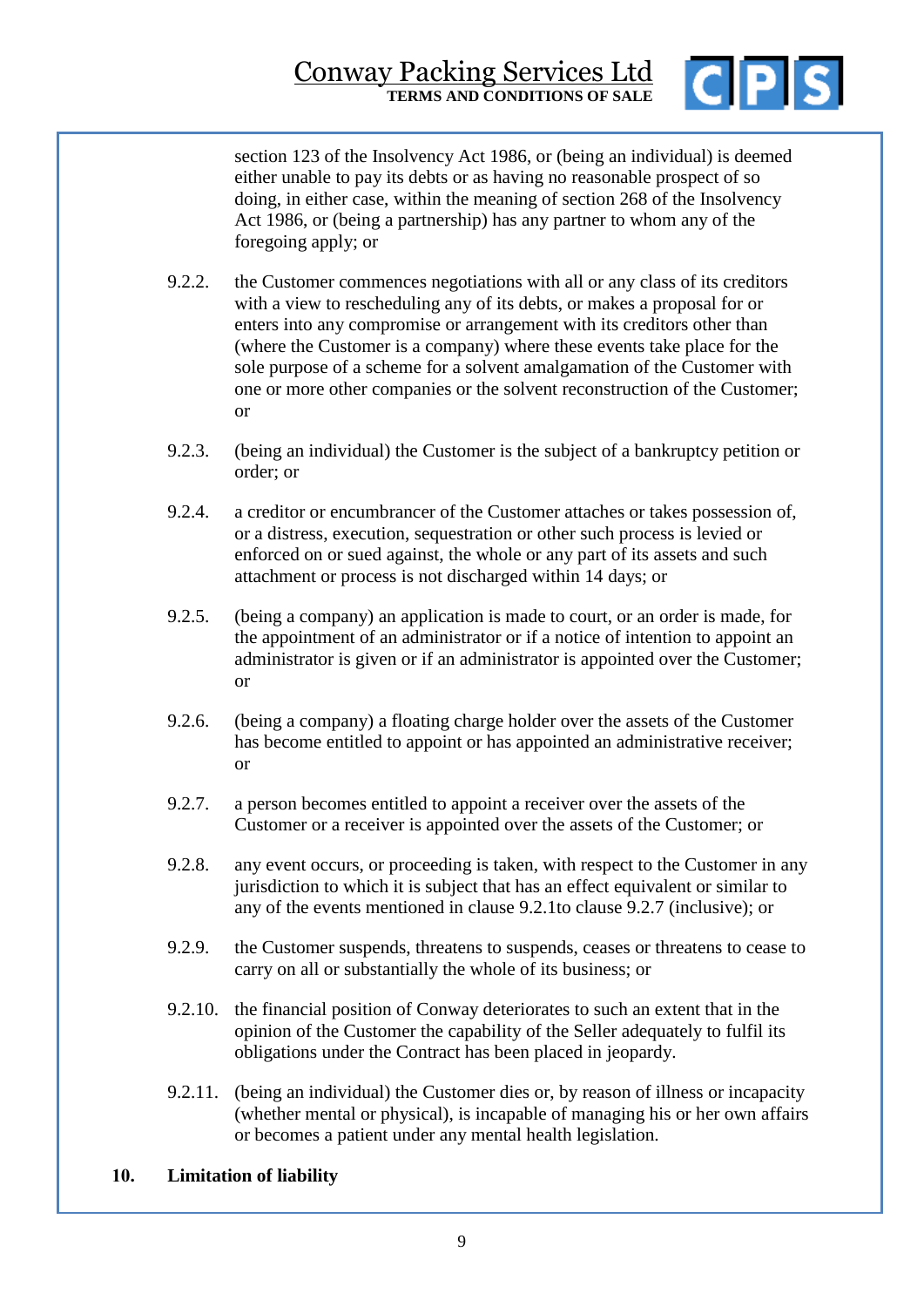section 123 of the Insolvency Act 1986, or (being an individual) is deemed either unable to pay its debts or as having no reasonable prospect of so doing, in either case, within the meaning of section 268 of the Insolvency Act 1986, or (being a partnership) has any partner to whom any of the foregoing apply; or

9.2.2. the Customer commences negotiations with all or any class of its creditors with a view to rescheduling any of its debts, or makes a proposal for or enters into any compromise or arrangement with its creditors other than (where the Customer is a company) where these events take place for the sole purpose of a scheme for a solvent amalgamation of the Customer with one or more other companies or the solvent reconstruction of the Customer; or

9.2.3. (being an individual) the Customer is the subject of a bankruptcy petition or order; or

9.2.4. a creditor or encumbrancer of the Customer attaches or takes possession of, or a distress, execution, sequestration or other such process is levied or enforced on or sued against, the whole or any part of its assets and such attachment or process is not discharged within 14 days; or

9.2.5. (being a company) an application is made to court, or an order is made, for the appointment of an administrator or if a notice of intention to appoint an administrator is given or if an administrator is appointed over the Customer; or

9.2.6. (being a company) a floating charge holder over the assets of the Customer has become entitled to appoint or has appointed an administrative receiver; or

9.2.7. a person becomes entitled to appoint a receiver over the assets of the Customer or a receiver is appointed over the assets of the Customer; or

9.2.8. any event occurs, or proceeding is taken, with respect to the Customer in any jurisdiction to which it is subject that has an effect equivalent or similar to any of the events mentioned in clause 9.2.1to clause 9.2.7 (inclusive); or

9.2.9. the Customer suspends, threatens to suspends, ceases or threatens to cease to carry on all or substantially the whole of its business; or

9.2.10. the financial position of Conway deteriorates to such an extent that in the opinion of the Customer the capability of the Seller adequately to fulfil its obligations under the Contract has been placed in jeopardy.

9.2.11. (being an individual) the Customer dies or, by reason of illness or incapacity (whether mental or physical), is incapable of managing his or her own affairs or becomes a patient under any mental health legislation.

## 10. Limitation of liability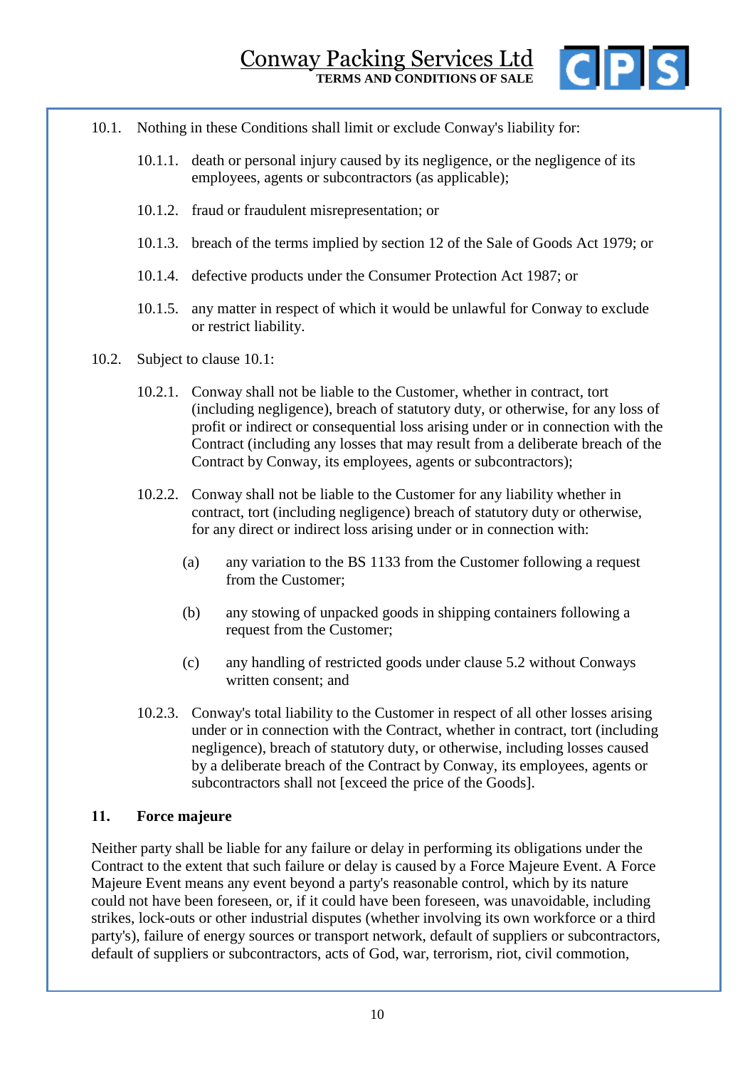10.1. Nothing in these Conditions shall limit or exclude Conway's liability for:

10.1.1. death or personal injury caused by its negligence, or the negligence of its employees, agents or subcontractors (as applicable);

10.1.2. fraud or fraudulent misrepresentation; or

10.1.3. breach of the terms implied by section 12 of the Sale of Goods Act 1979; or

10.1.4. defective products under the Consumer Protection Act 1987; or

10.1.5. any matter in respect of which it would be unlawful for Conway to exclude or restrict liability.

10.2. Subject to clause 10.1:

10.2.1. Conway shall not be liable to the Customer, whether in contract, tort (including negligence), breach of statutory duty, or otherwise, for any loss of profit or indirect or consequential loss arising under or in connection with the Contract (including any losses that may result from a deliberate breach of the Contract by Conway, its employees, agents or subcontractors);

10.2.2. Conway shall not be liable to the Customer for any liability whether in contract, tort (including negligence) breach of statutory duty or otherwise, for any direct or indirect loss arising under or in connection with:

(a) any variation to the BS 1133 from the Customer following a request from the Customer;

(b) any stowing of unpacked goods in shipping containers following a request from the Customer;

(c) any handling of restricted goods under clause 5.2 without Conways written consent; and

10.2.3. Conway's total liability to the Customer in respect of all other losses arising under or in connection with the Contract, whether in contract, tort (including negligence), breach of statutory duty, or otherwise, including losses caused by a deliberate breach of the Contract by Conway, its employees, agents or subcontractors shall not [exceed the price of the Goods].

## 11. Force majeure

Neither party shall be liable for any failure or delay in performing its obligations under the Contract to the extent that such failure or delay is caused by a Force Majeure Event. A Force Majeure Event means any event beyond a party's reasonable control, which by its nature could not have been foreseen, or, if it could have been foreseen, was unavoidable, including strikes, lock-outs or other industrial disputes (whether involving its own workforce or a third party's), failure of energy sources or transport network, default of suppliers or subcontractors, default of suppliers or subcontractors, acts of God, war, terrorism, riot, civil commotion,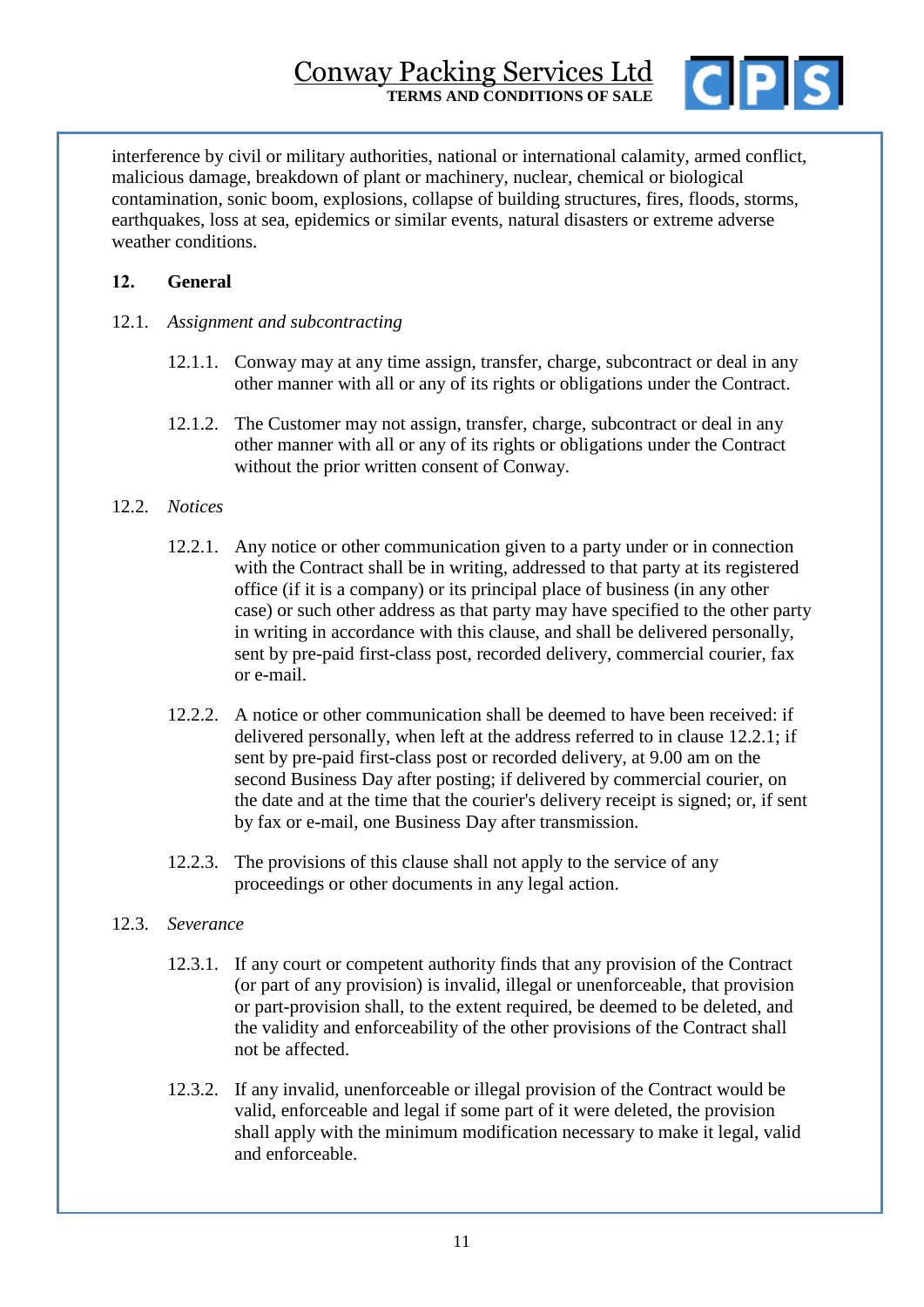interference by civil or military authorities, national or international calamity, armed conflict, malicious damage, breakdown of plant or machinery, nuclear, chemical or biological contamination, sonic boom, explosions, collapse of building structures, fires, floods, storms, earthquakes, loss at sea, epidemics or similar events, natural disasters or extreme adverse weather conditions.

## 12. General

12.1. *Assignment and subcontracting*

12.1.1. Conway may at any time assign, transfer, charge, subcontract or deal in any other manner with all or any of its rights or obligations under the Contract.

12.1.2. The Customer may not assign, transfer, charge, subcontract or deal in any other manner with all or any of its rights or obligations under the Contract without the prior written consent of Conway.

12.2. *Notices*

12.2.1. Any notice or other communication given to a party under or in connection with the Contract shall be in writing, addressed to that party at its registered office (if it is a company) or its principal place of business (in any other case) or such other address as that party may have specified to the other party in writing in accordance with this clause, and shall be delivered personally, sent by pre-paid first-class post, recorded delivery, commercial courier, fax or e-mail.

12.2.2. A notice or other communication shall be deemed to have been received: if delivered personally, when left at the address referred to in clause 12.2.1; if sent by pre-paid first-class post or recorded delivery, at 9.00 am on the second Business Day after posting; if delivered by commercial courier, on the date and at the time that the courier's delivery receipt is signed; or, if sent by fax or e-mail, one Business Day after transmission.

12.2.3. The provisions of this clause shall not apply to the service of any proceedings or other documents in any legal action.

12.3. *Severance*

12.3.1. If any court or competent authority finds that any provision of the Contract (or part of any provision) is invalid, illegal or unenforceable, that provision or part-provision shall, to the extent required, be deemed to be deleted, and the validity and enforceability of the other provisions of the Contract shall not be affected.

12.3.2. If any invalid, unenforceable or illegal provision of the Contract would be valid, enforceable and legal if some part of it were deleted, the provision shall apply with the minimum modification necessary to make it legal, valid and enforceable.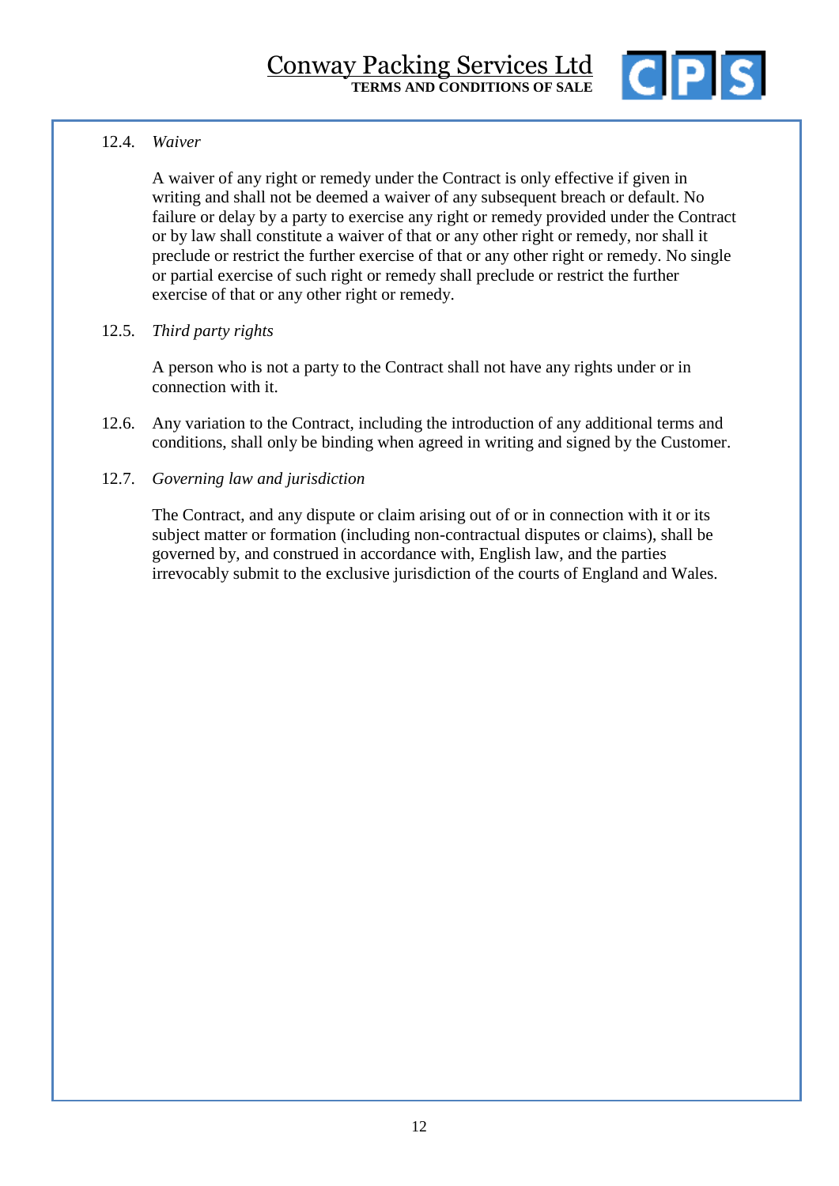12.4. *Waiver*

A waiver of any right or remedy under the Contract is only effective if given in writing and shall not be deemed a waiver of any subsequent breach or default. No failure or delay by a party to exercise any right or remedy provided under the Contract or by law shall constitute a waiver of that or any other right or remedy, nor shall it preclude or restrict the further exercise of that or any other right or remedy. No single or partial exercise of such right or remedy shall preclude or restrict the further exercise of that or any other right or remedy.

12.5. *Third party rights*

A person who is not a party to the Contract shall not have any rights under or in connection with it.

12.6. Any variation to the Contract, including the introduction of any additional terms and conditions, shall only be binding when agreed in writing and signed by the Customer.

12.7. *Governing law and jurisdiction*

The Contract, and any dispute or claim arising out of or in connection with it or its subject matter or formation (including non-contractual disputes or claims), shall be governed by, and construed in accordance with, English law, and the parties irrevocably submit to the exclusive jurisdiction of the courts of England and Wales.